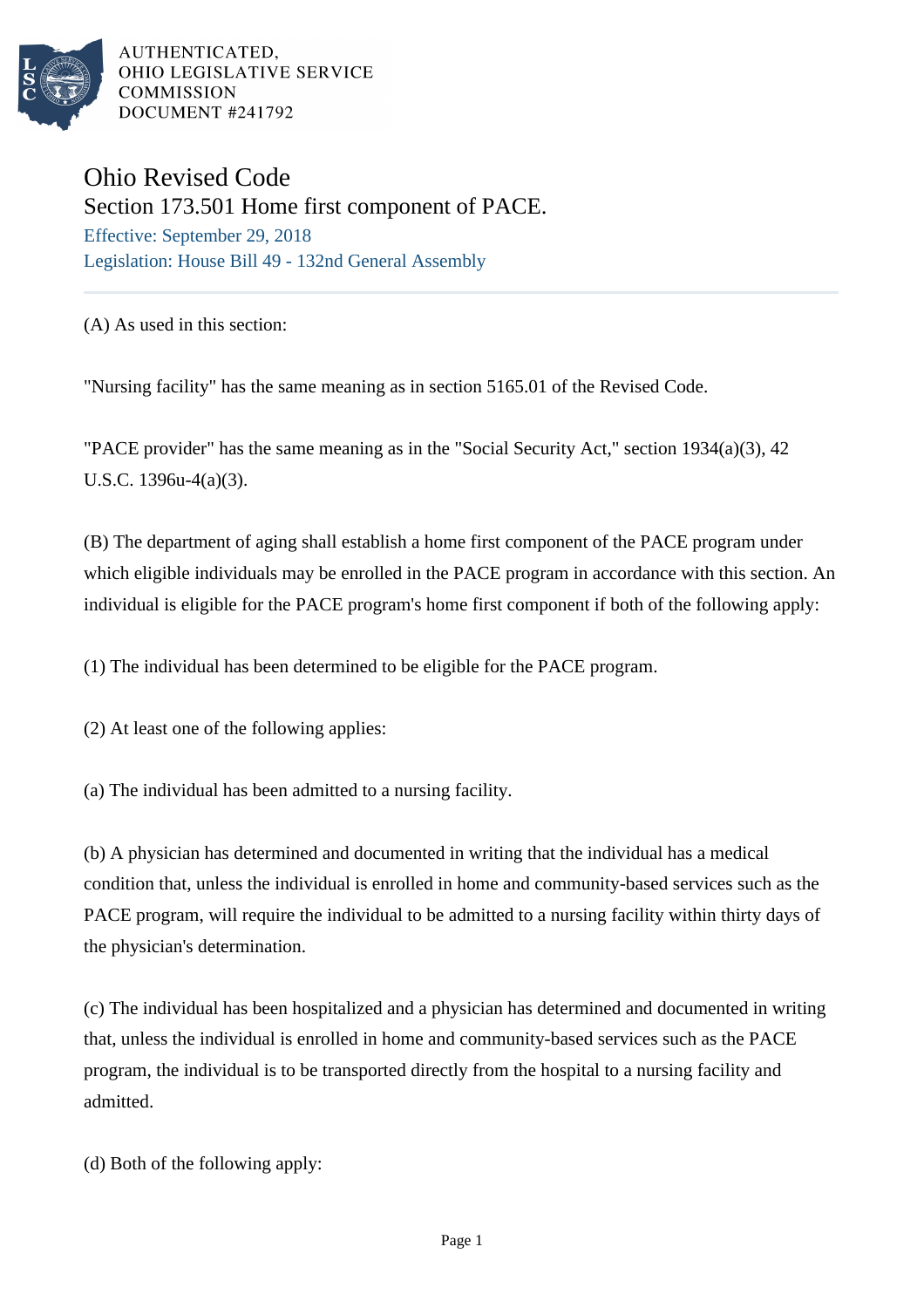AUTHENTICATED,
OHIO LEGISLATIVE SERVICE
COMMISSION
DOCUMENT #241792

# Ohio Revised Code

## Section 173.501 Home first component of PACE.

Effective: September 29, 2018

Legislation: House Bill 49 - 132nd General Assembly

(A) As used in this section:

"Nursing facility" has the same meaning as in section 5165.01 of the Revised Code.

"PACE provider" has the same meaning as in the "Social Security Act," section 1934(a)(3), 42 U.S.C. 1396u-4(a)(3).

(B) The department of aging shall establish a home first component of the PACE program under which eligible individuals may be enrolled in the PACE program in accordance with this section. An individual is eligible for the PACE program's home first component if both of the following apply:

(1) The individual has been determined to be eligible for the PACE program.

(2) At least one of the following applies:

(a) The individual has been admitted to a nursing facility.

(b) A physician has determined and documented in writing that the individual has a medical condition that, unless the individual is enrolled in home and community-based services such as the PACE program, will require the individual to be admitted to a nursing facility within thirty days of the physician's determination.

(c) The individual has been hospitalized and a physician has determined and documented in writing that, unless the individual is enrolled in home and community-based services such as the PACE program, the individual is to be transported directly from the hospital to a nursing facility and admitted.

(d) Both of the following apply: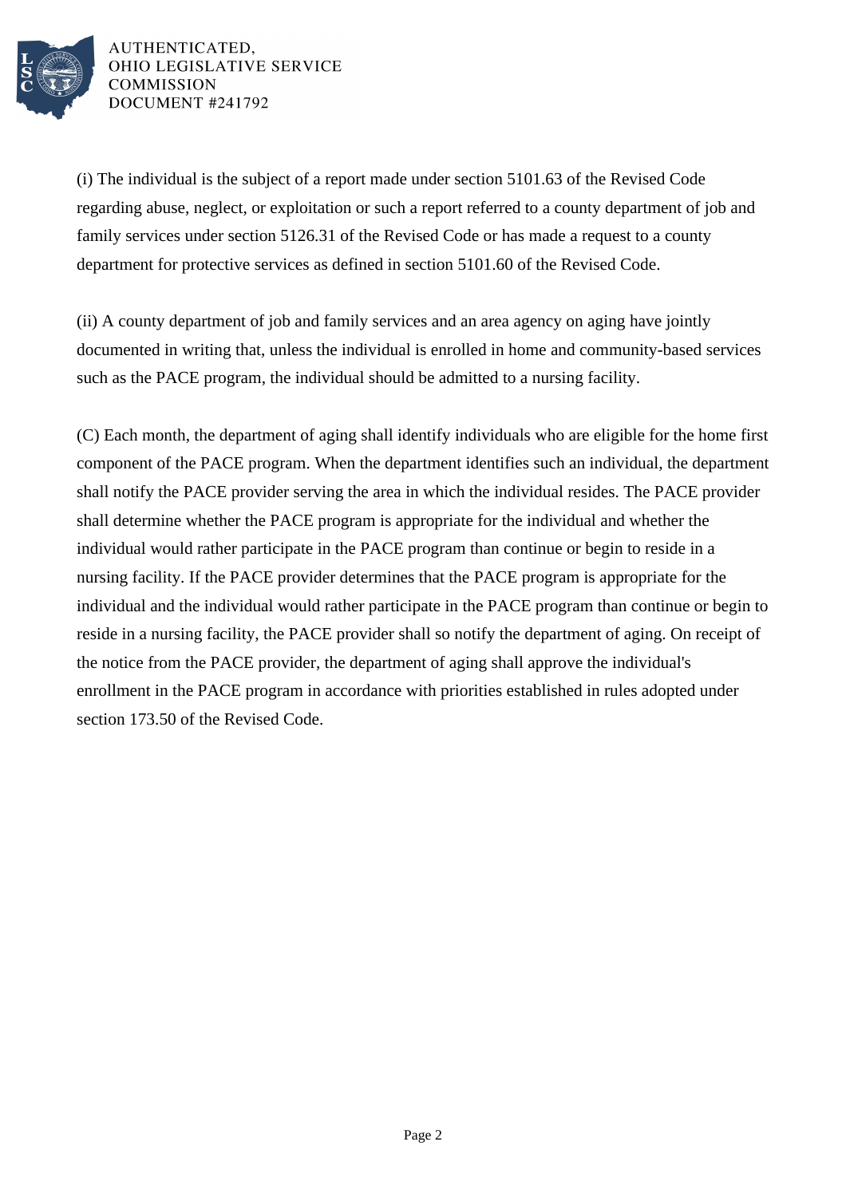(i) The individual is the subject of a report made under section 5101.63 of the Revised Code regarding abuse, neglect, or exploitation or such a report referred to a county department of job and family services under section 5126.31 of the Revised Code or has made a request to a county department for protective services as defined in section 5101.60 of the Revised Code.

(ii) A county department of job and family services and an area agency on aging have jointly documented in writing that, unless the individual is enrolled in home and community-based services such as the PACE program, the individual should be admitted to a nursing facility.

(C) Each month, the department of aging shall identify individuals who are eligible for the home first component of the PACE program. When the department identifies such an individual, the department shall notify the PACE provider serving the area in which the individual resides. The PACE provider shall determine whether the PACE program is appropriate for the individual and whether the individual would rather participate in the PACE program than continue or begin to reside in a nursing facility. If the PACE provider determines that the PACE program is appropriate for the individual and the individual would rather participate in the PACE program than continue or begin to reside in a nursing facility, the PACE provider shall so notify the department of aging. On receipt of the notice from the PACE provider, the department of aging shall approve the individual's enrollment in the PACE program in accordance with priorities established in rules adopted under section 173.50 of the Revised Code.